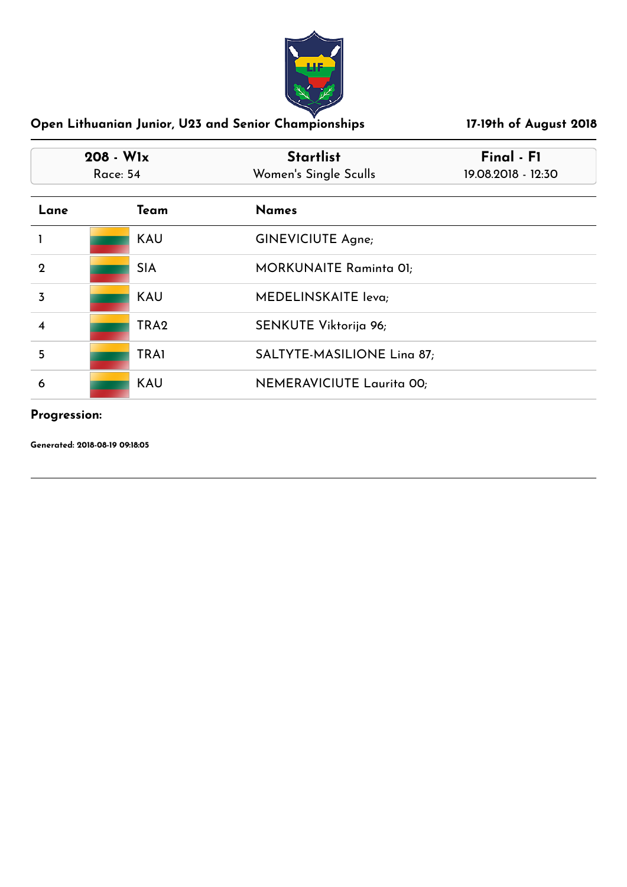**Open Lithuanian Junior, U23 and Senior Championships** | **17-19th of August 2018**

| 208 - W1x<br>Race: 54 | Startlist<br>Women's Single Sculls | Final - F1<br>19.08.2018 - 12:30 |
|---|---|---|

| Lane | Team | Names |
|---|---|---|
| 1 | KAU | GINEVICIUTE Agne; |
| 2 | SIA | MORKUNAITE Raminta 01; |
| 3 | KAU | MEDELINSKAITE Ieva; |
| 4 | TRA2 | SENKUTE Viktorija 96; |
| 5 | TRA1 | SALTYTE-MASILIONE Lina 87; |
| 6 | KAU | NEMERAVICIUTE Laurita 00; |

**Progression:**

**Generated: 2018-08-19 09:18:05**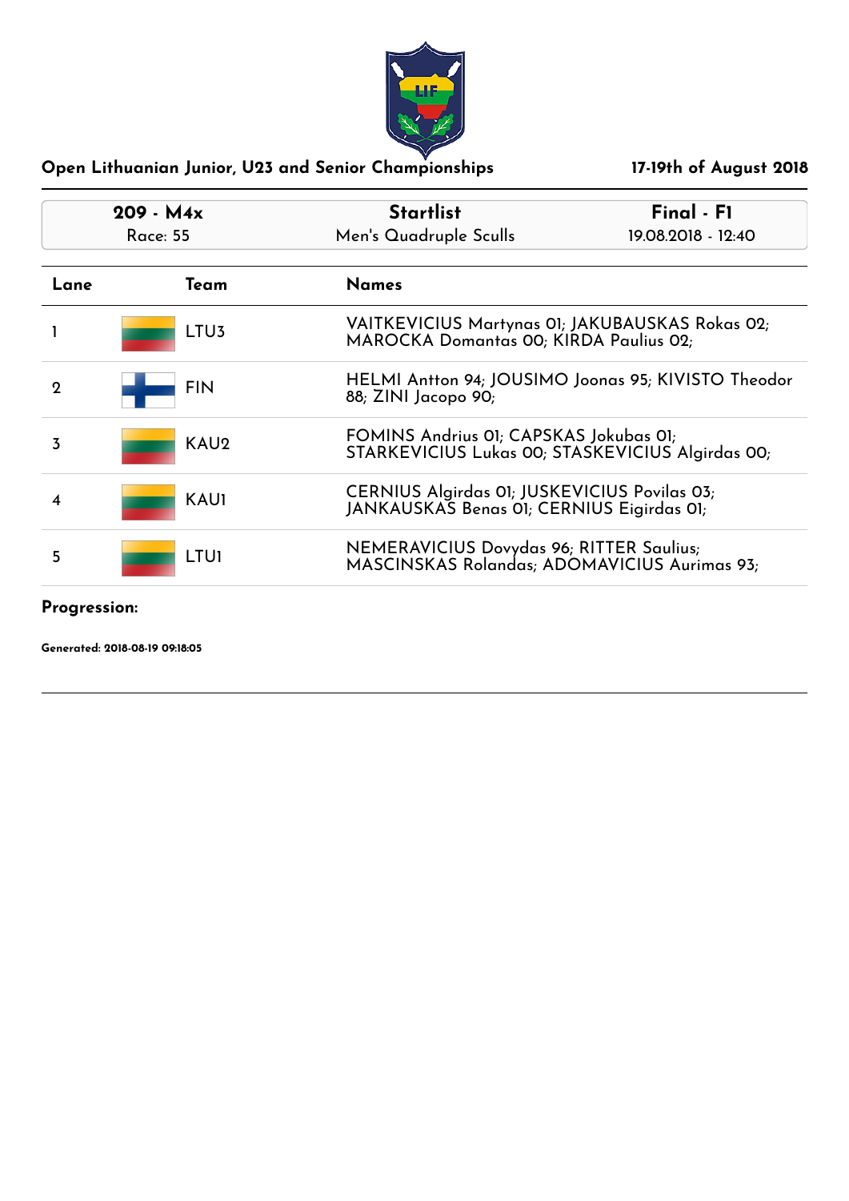## Open Lithuanian Junior, U23 and Senior Championships

**17-19th of August 2018**

| 209 - M4x | Startlist | Final - F1 |
|---|---|---|
| Race: 55 | Men's Quadruple Sculls | 19.08.2018 - 12:40 |

| Lane | Team | Names |
|---|---|---|
| 1 | LTU3 | VAITKEVICIUS Martynas 01; JAKUBAUSKAS Rokas 02; MAROCKA Domantas 00; KIRDA Paulius 02; |
| 2 | FIN | HELMI Antton 94; JOUSIMO Joonas 95; KIVISTO Theodor 88; ZINI Jacopo 90; |
| 3 | KAU2 | FOMINS Andrius 01; CAPSKAS Jokubas 01; STARKEVICIUS Lukas 00; STASKEVICIUS Algirdas 00; |
| 4 | KAU1 | CERNIUS Algirdas 01; JUSKEVICIUS Povilas 03; JANKAUSKAS Benas 01; CERNIUS Eigirdas 01; |
| 5 | LTU1 | NEMERAVICIUS Dovydas 96; RITTER Saulius; MASCINSKAS Rolandas; ADOMAVICIUS Aurimas 93; |

**Progression:**

**Generated: 2018-08-19 09:18:05**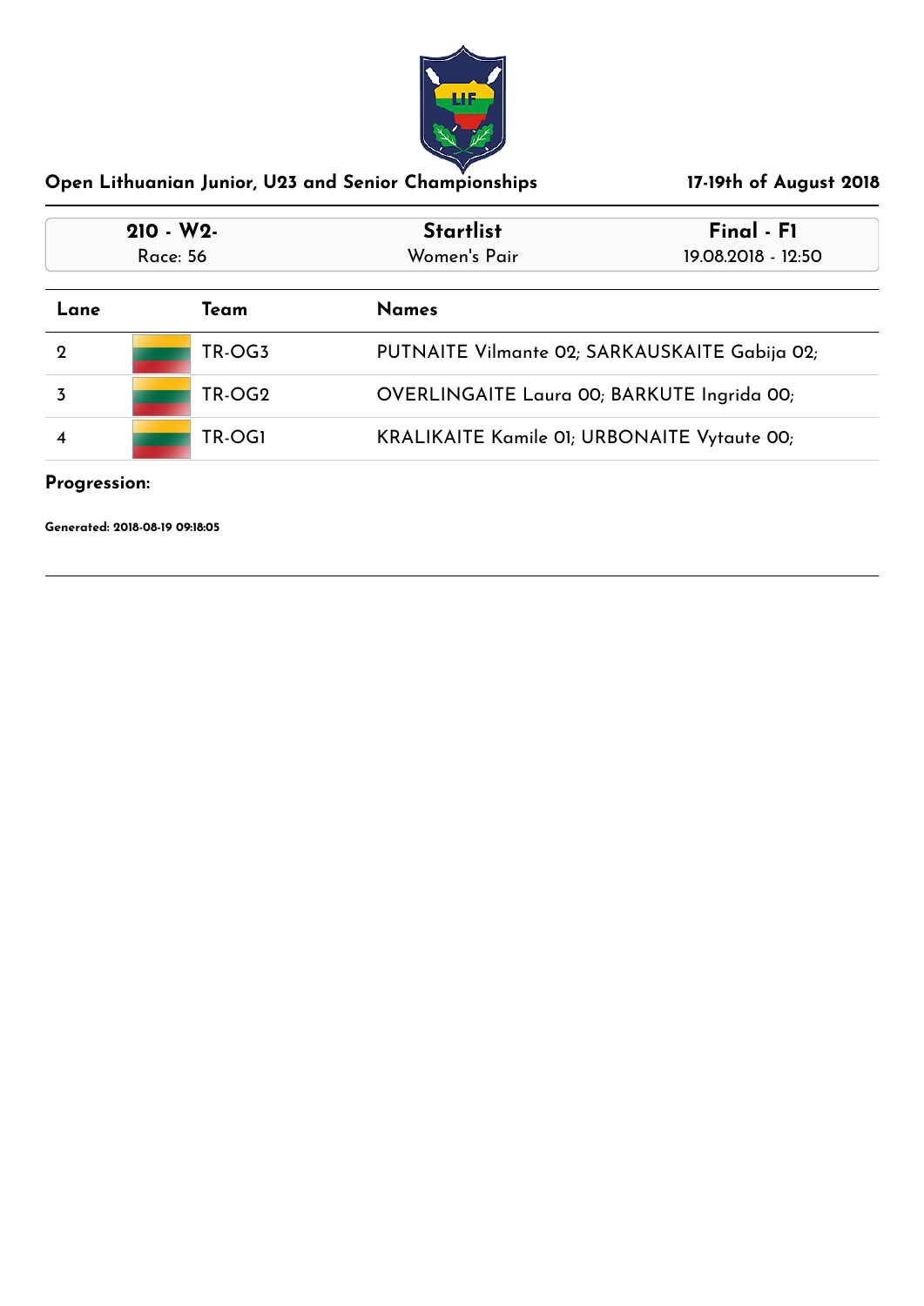## Open Lithuanian Junior, U23 and Senior Championships

**17-19th of August 2018**

| 210 - W2- | Startlist | Final - F1 |
|---|---|---|
| Race: 56 | Women's Pair | 19.08.2018 - 12:50 |

| Lane | Team | Names |
|---|---|---|
| 2 | TR-OG3 | PUTNAITE Vilmante 02; SARKAUSKAITE Gabija 02; |
| 3 | TR-OG2 | OVERLINGAITE Laura 00; BARKUTE Ingrida 00; |
| 4 | TR-OG1 | KRALIKAITE Kamile 01; URBONAITE Vytaute 00; |

**Progression:**

**Generated: 2018-08-19 09:18:05**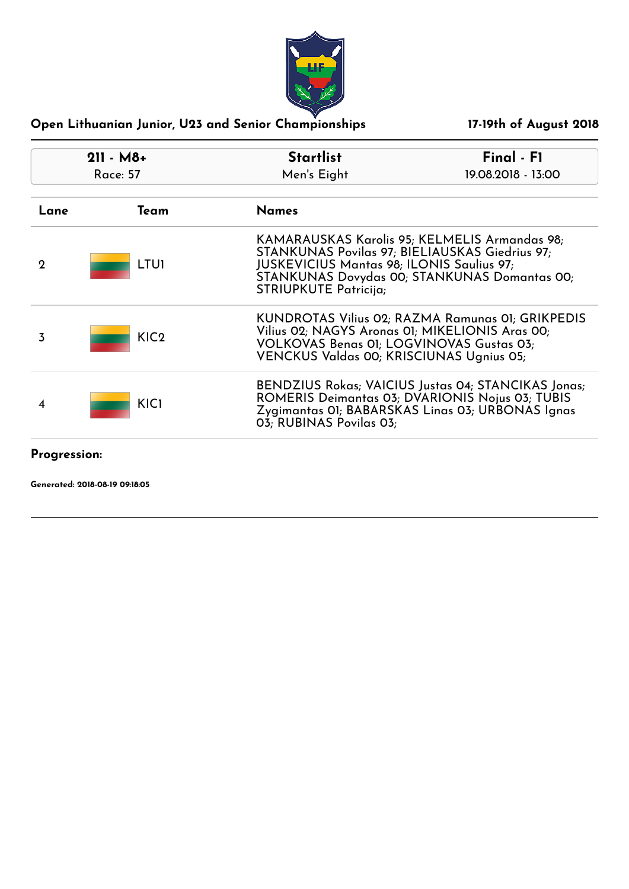## Open Lithuanian Junior, U23 and Senior Championships

**17-19th of August 2018**

| 211 - M8+ | Startlist | Final - F1 |
|---|---|---|
| Race: 57 | Men's Eight | 19.08.2018 - 13:00 |

| Lane | Team | Names |
|---|---|---|
| 2 | LTU1 | KAMARAUSKAS Karolis 95; KELMELIS Armandas 98; STANKUNAS Povilas 97; BIELIAUSKAS Giedrius 97; JUSKEVICIUS Mantas 98; ILONIS Saulius 97; STANKUNAS Dovydas 00; STANKUNAS Domantas 00; STRIUPKUTE Patricija; |
| 3 | KIC2 | KUNDROTAS Vilius 02; RAZMA Ramunas 01; GRIKPEDIS Vilius 02; NAGYS Aronas 01; MIKELIONIS Aras 00; VOLKOVAS Benas 01; LOGVINOVAS Gustas 03; VENCKUS Valdas 00; KRISCIUNAS Ugnius 05; |
| 4 | KIC1 | BENDZIUS Rokas; VAICIUS Justas 04; STANCIKAS Jonas; ROMERIS Deimantas 03; DVARIONIS Nojus 03; TUBIS Zygimantas 01; BABARSKAS Linas 03; URBONAS Ignas 03; RUBINAS Povilas 03; |

**Progression:**

**Generated: 2018-08-19 09:18:05**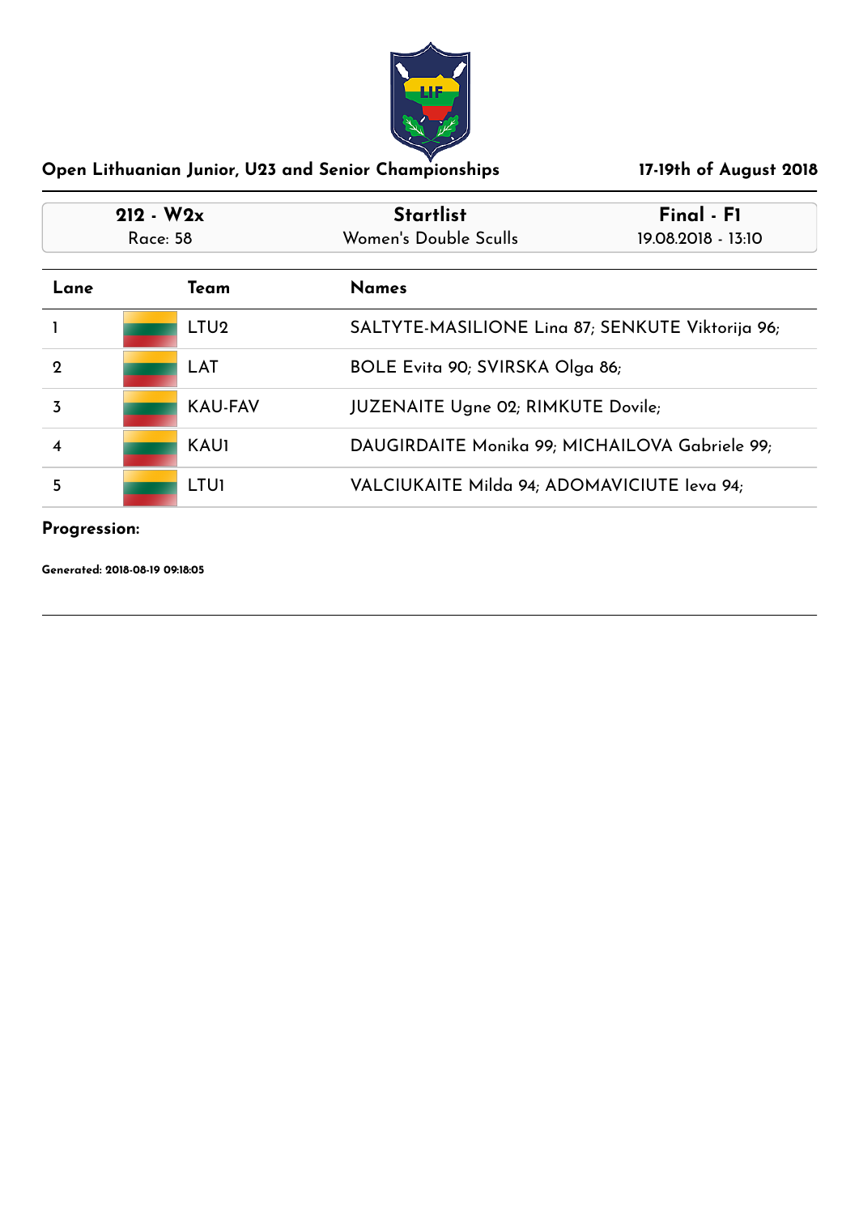## Open Lithuanian Junior, U23 and Senior Championships

**17-19th of August 2018**

| 212 - W2x | Startlist | Final - F1 |
|---|---|---|
| Race: 58 | Women's Double Sculls | 19.08.2018 - 13:10 |

| Lane | Team | Names |
|---|---|---|
| 1 | LTU2 | SALTYTE-MASILIONE Lina 87; SENKUTE Viktorija 96; |
| 2 | LAT | BOLE Evita 90; SVIRSKA Olga 86; |
| 3 | KAU-FAV | JUZENAITE Ugne 02; RIMKUTE Dovile; |
| 4 | KAU1 | DAUGIRDAITE Monika 99; MICHAILOVA Gabriele 99; |
| 5 | LTU1 | VALCIUKAITE Milda 94; ADOMAVICIUTE Ieva 94; |

**Progression:**

**Generated: 2018-08-19 09:18:05**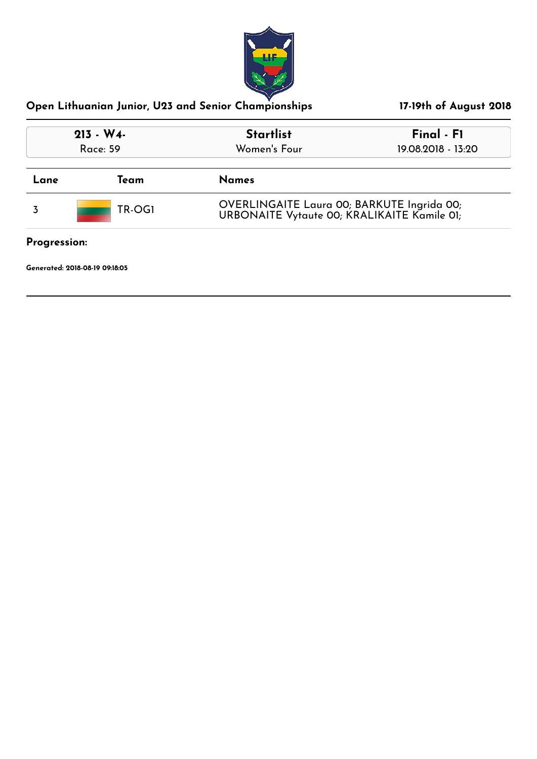**Open Lithuanian Junior, U23 and Senior Championships** | **17-19th of August 2018**

| 213 - W4- | Startlist | Final - F1 |
|---|---|---|
| Race: 59 | Women's Four | 19.08.2018 - 13:20 |

| Lane | Team | Names |
|---|---|---|
| 3 | TR-OG1 | OVERLINGAITE Laura 00; BARKUTE Ingrida 00; URBONAITE Vytaute 00; KRALIKAITE Kamile 01; |

**Progression:**

**Generated: 2018-08-19 09:18:05**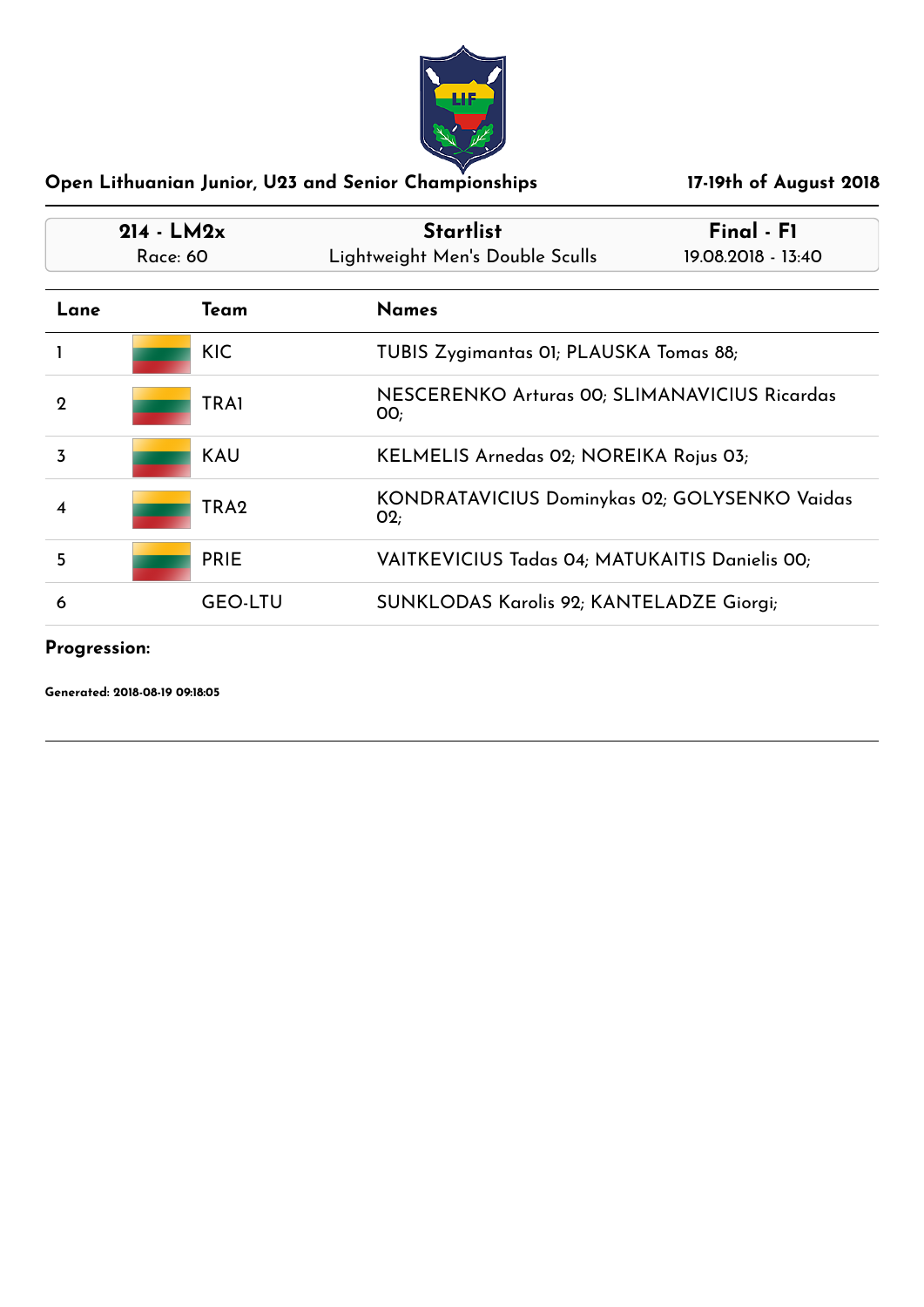## Open Lithuanian Junior, U23 and Senior Championships

**17-19th of August 2018**

| 214 - LM2x | Startlist | Final - F1 |
|---|---|---|
| Race: 60 | Lightweight Men's Double Sculls | 19.08.2018 - 13:40 |

| Lane | Team | Names |
|---|---|---|
| 1 | KIC | TUBIS Zygimantas 01; PLAUSKA Tomas 88; |
| 2 | TRA1 | NESCERENKO Arturas 00; SLIMANAVICIUS Ricardas 00; |
| 3 | KAU | KELMELIS Arnedas 02; NOREIKA Rojus 03; |
| 4 | TRA2 | KONDRATAVICIUS Dominykas 02; GOLYSENKO Vaidas 02; |
| 5 | PRIE | VAITKEVICIUS Tadas 04; MATUKAITIS Danielis 00; |
| 6 | GEO-LTU | SUNKLODAS Karolis 92; KANTELADZE Giorgi; |

**Progression:**

**Generated: 2018-08-19 09:18:05**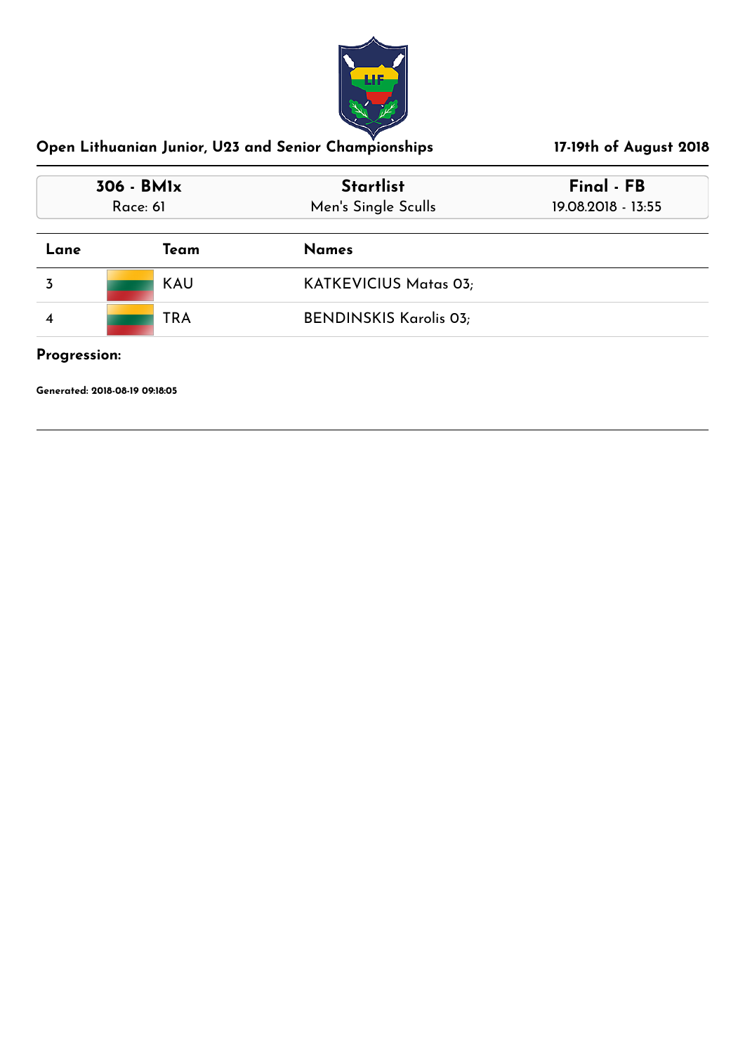## Open Lithuanian Junior, U23 and Senior Championships

**17-19th of August 2018**

| 306 - BM1x | Startlist | Final - FB |
| --- | --- | --- |
| Race: 61 | Men's Single Sculls | 19.08.2018 - 13:55 |

| Lane | Team | Names |
| --- | --- | --- |
| 3 | KAU | KATKEVICIUS Matas 03; |
| 4 | TRA | BENDINSKIS Karolis 03; |

**Progression:**

**Generated: 2018-08-19 09:18:05**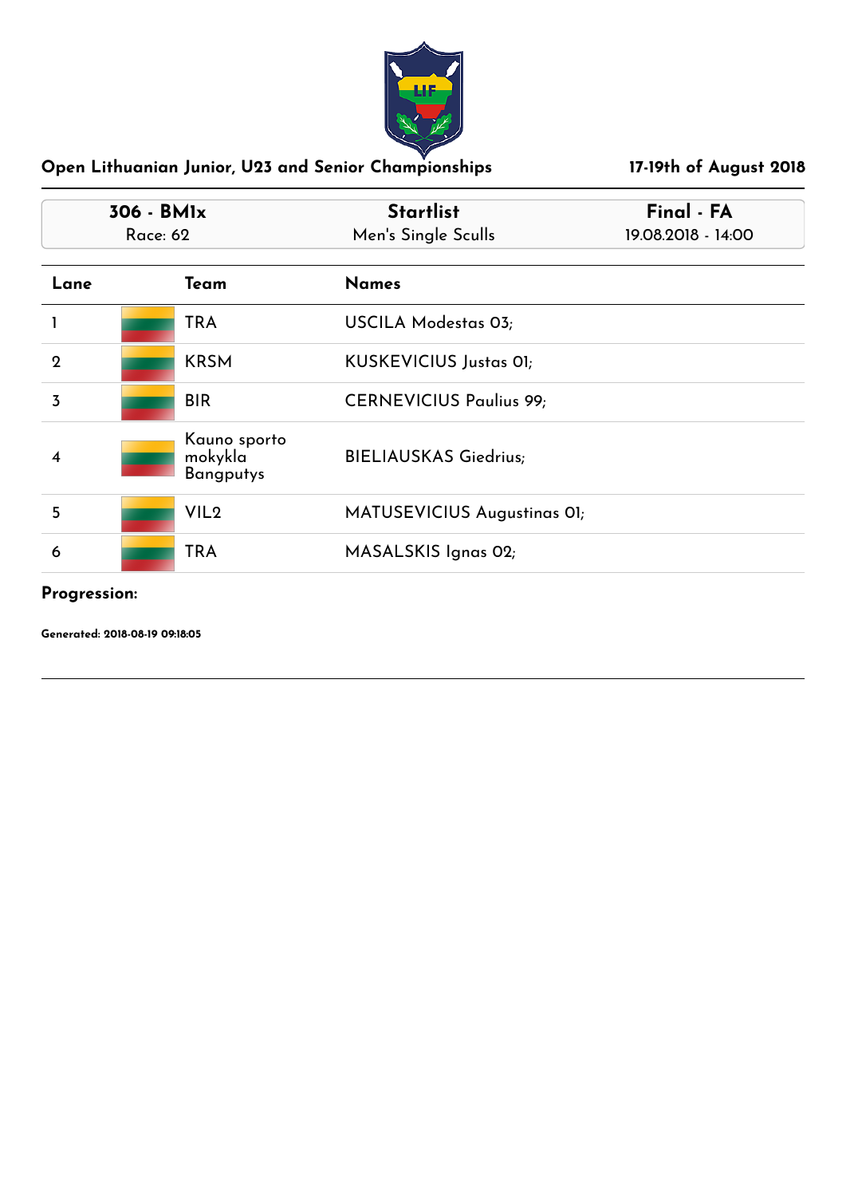**Open Lithuanian Junior, U23 and Senior Championships** **17-19th of August 2018**

| 306 - BM1x | Startlist | Final - FA |
|---|---|---|
| Race: 62 | Men's Single Sculls | 19.08.2018 - 14:00 |

| Lane | Team | Names |
|---|---|---|
| 1 | TRA | USCILA Modestas 03; |
| 2 | KRSM | KUSKEVICIUS Justas 01; |
| 3 | BIR | CERNEVICIUS Paulius 99; |
| 4 | Kauno sporto mokykla Bangputys | BIELIAUSKAS Giedrius; |
| 5 | VIL2 | MATUSEVICIUS Augustinas 01; |
| 6 | TRA | MASALSKIS Ignas 02; |

**Progression:**

**Generated: 2018-08-19 09:18:05**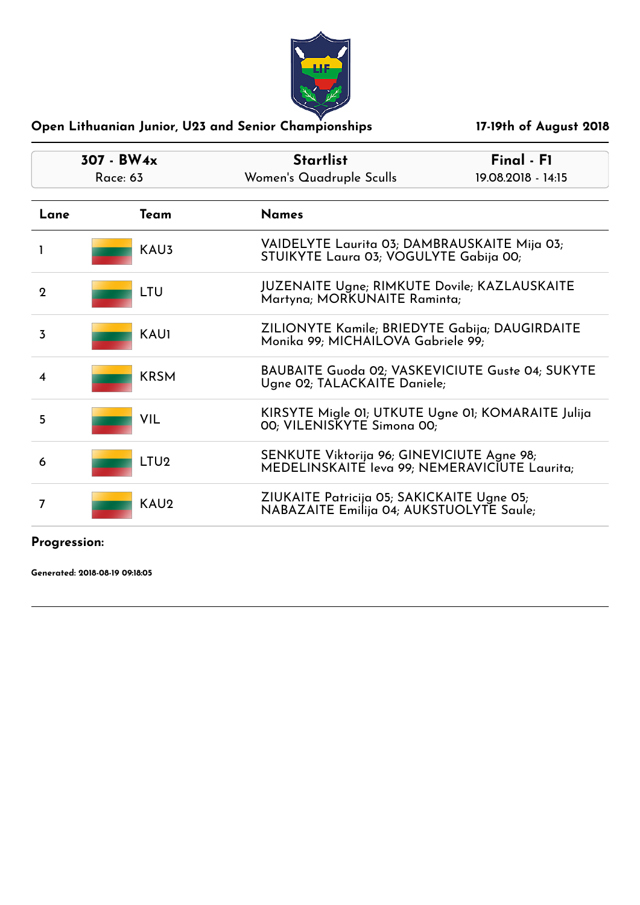**Open Lithuanian Junior, U23 and Senior Championships** | **17-19th of August 2018**

| 307 - BW4x | Startlist | Final - F1 |
|---|---|---|
| Race: 63 | Women's Quadruple Sculls | 19.08.2018 - 14:15 |

| Lane | Team | Names |
|---|---|---|
| 1 | KAU3 | VAIDELYTE Laurita 03; DAMBRAUSKAITE Mija 03; STUIKYTE Laura 03; VOGULYTE Gabija 00; |
| 2 | LTU | JUZENAITE Ugne; RIMKUTE Dovile; KAZLAUSKAITE Martyna; MORKUNAITE Raminta; |
| 3 | KAU1 | ZILIONYTE Kamile; BRIEDYTE Gabija; DAUGIRDAITE Monika 99; MICHAILOVA Gabriele 99; |
| 4 | KRSM | BAUBAITE Guoda 02; VASKEVICIUTE Guste 04; SUKYTE Ugne 02; TALACKAITE Daniele; |
| 5 | VIL | KIRSYTE Migle 01; UTKUTE Ugne 01; KOMARAITE Julija 00; VILENISKYTE Simona 00; |
| 6 | LTU2 | SENKUTE Viktorija 96; GINEVICIUTE Agne 98; MEDELINSKAITE Ieva 99; NEMERAVICIUTE Laurita; |
| 7 | KAU2 | ZIUKAITE Patricija 05; SAKICKAITE Ugne 05; NABAZAITE Emilija 04; AUKSTUOLYTE Saule; |

**Progression:**

**Generated: 2018-08-19 09:18:05**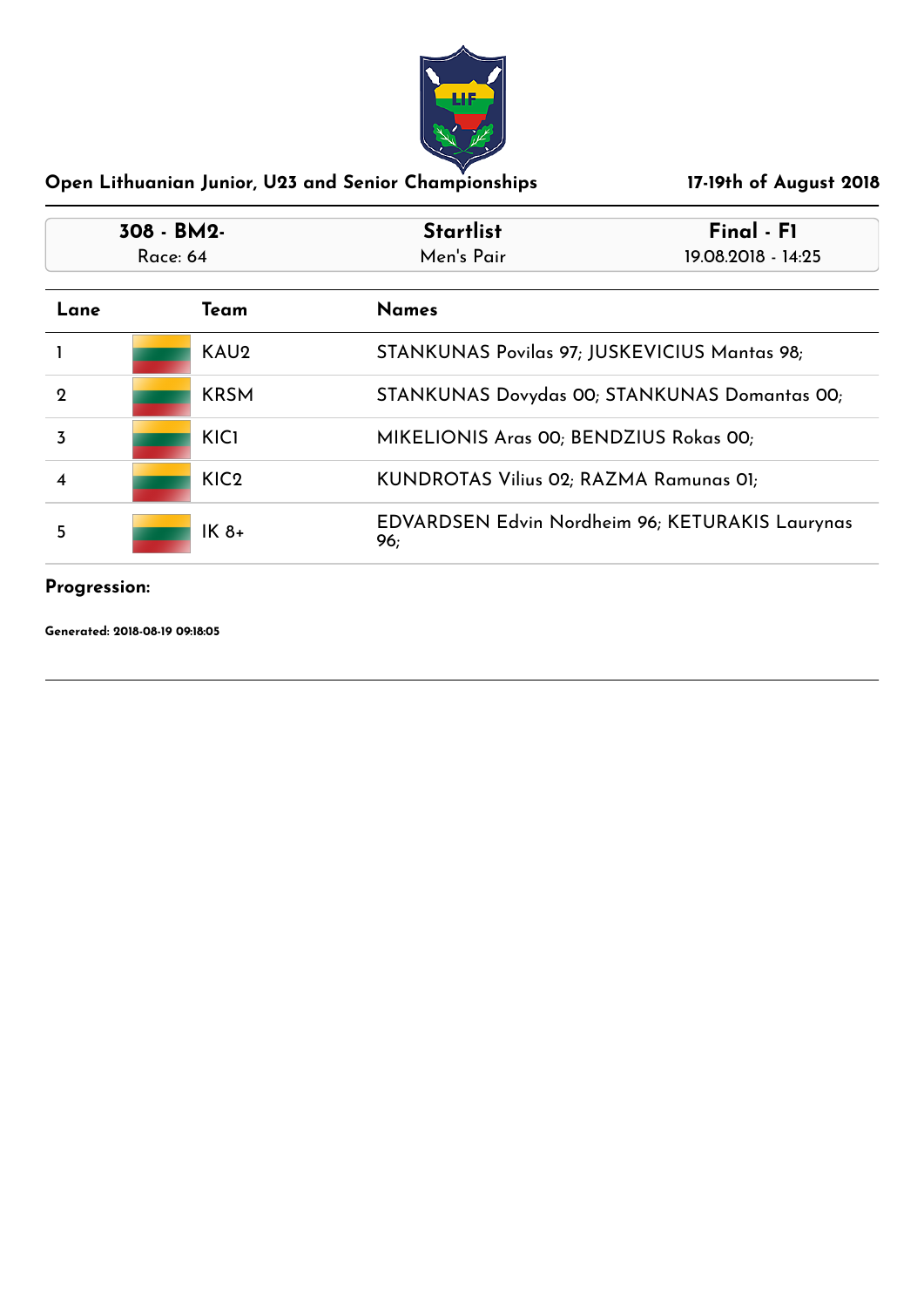## Open Lithuanian Junior, U23 and Senior Championships

**17-19th of August 2018**

| 308 - BM2- | Startlist | Final - F1 |
|---|---|---|
| Race: 64 | Men's Pair | 19.08.2018 - 14:25 |

| Lane | Team | Names |
|---|---|---|
| 1 | KAU2 | STANKUNAS Povilas 97; JUSKEVICIUS Mantas 98; |
| 2 | KRSM | STANKUNAS Dovydas 00; STANKUNAS Domantas 00; |
| 3 | KIC1 | MIKELIONIS Aras 00; BENDZIUS Rokas 00; |
| 4 | KIC2 | KUNDROTAS Vilius 02; RAZMA Ramunas 01; |
| 5 | IK 8+ | EDVARDSEN Edvin Nordheim 96; KETURAKIS Laurynas 96; |

**Progression:**

**Generated: 2018-08-19 09:18:05**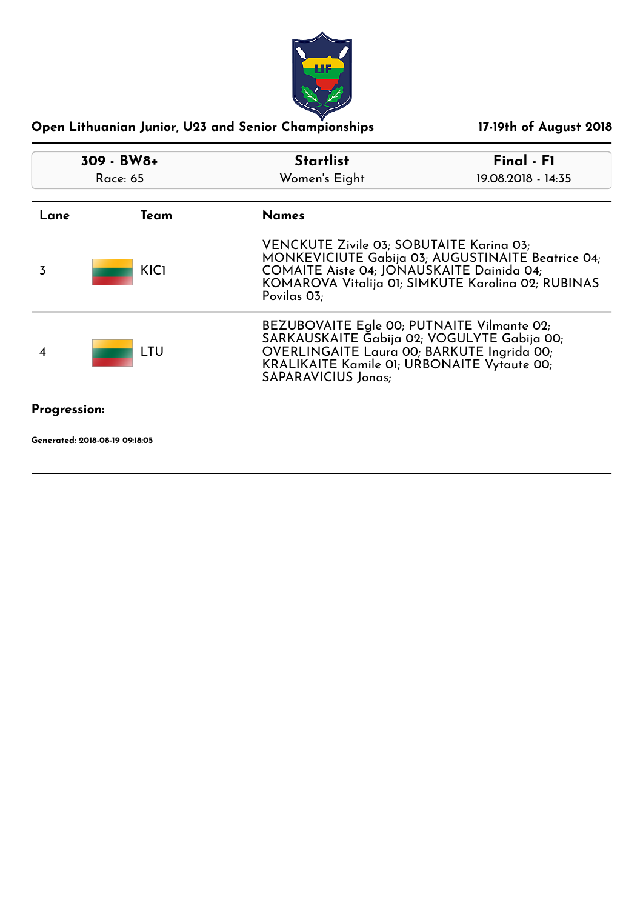## Open Lithuanian Junior, U23 and Senior Championships

**17-19th of August 2018**

| **309 - BW8+** | **Startlist** | **Final - F1** |
| --- | --- | --- |
| Race: 65 | Women's Eight | 19.08.2018 - 14:35 |

| Lane | Team | Names |
| --- | --- | --- |
| 3 | KIC1 | VENCKUTE Zivile 03; SOBUTAITE Karina 03; MONKEVICIUTE Gabija 03; AUGUSTINAITE Beatrice 04; COMAITE Aiste 04; JONAUSKAITE Dainida 04; KOMAROVA Vitalija 01; SIMKUTE Karolina 02; RUBINAS Povilas 03; |
| 4 | LTU | BEZUBOVAITE Egle 00; PUTNAITE Vilmante 02; SARKAUSKAITE Gabija 02; VOGULYTE Gabija 00; OVERLINGAITE Laura 00; BARKUTE Ingrida 00; KRALIKAITE Kamile 01; URBONAITE Vytaute 00; SAPARAVICIUS Jonas; |

**Progression:**

**Generated: 2018-08-19 09:18:05**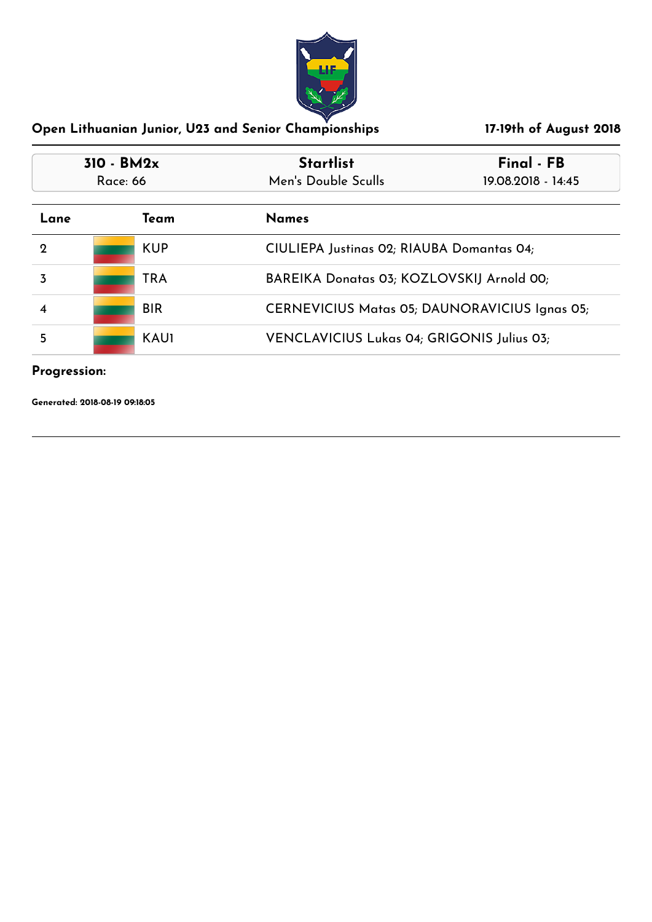## Open Lithuanian Junior, U23 and Senior Championships

**17-19th of August 2018**

| 310 - BM2x | Startlist | Final - FB |
|---|---|---|
| Race: 66 | Men's Double Sculls | 19.08.2018 - 14:45 |

| Lane | Team | Names |
|---|---|---|
| 2 | KUP | CIULIEPA Justinas 02; RIAUBA Domantas 04; |
| 3 | TRA | BAREIKA Donatas 03; KOZLOVSKIJ Arnold 00; |
| 4 | BIR | CERNEVICIUS Matas 05; DAUNORAVICIUS Ignas 05; |
| 5 | KAU1 | VENCLAVICIUS Lukas 04; GRIGONIS Julius 03; |

**Progression:**

**Generated: 2018-08-19 09:18:05**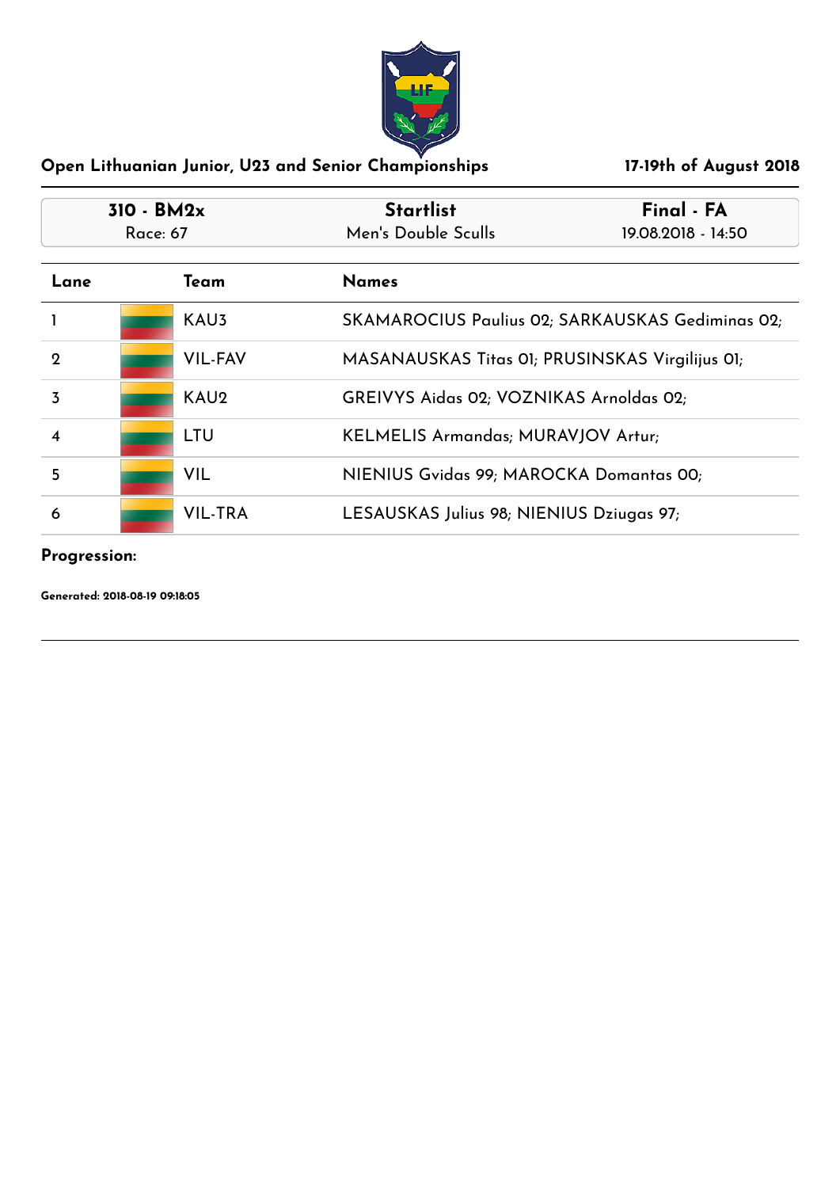## Open Lithuanian Junior, U23 and Senior Championships

**17-19th of August 2018**

| 310 - BM2x | Startlist | Final - FA |
|---|---|---|
| Race: 67 | Men's Double Sculls | 19.08.2018 - 14:50 |

| Lane | Team | Names |
|---|---|---|
| 1 | KAU3 | SKAMAROCIUS Paulius 02; SARKAUSKAS Gediminas 02; |
| 2 | VIL-FAV | MASANAUSKAS Titas 01; PRUSINSKAS Virgilijus 01; |
| 3 | KAU2 | GREIVYS Aidas 02; VOZNIKAS Arnoldas 02; |
| 4 | LTU | KELMELIS Armandas; MURAVJOV Artur; |
| 5 | VIL | NIENIUS Gvidas 99; MAROCKA Domantas 00; |
| 6 | VIL-TRA | LESAUSKAS Julius 98; NIENIUS Dziugas 97; |

**Progression:**

**Generated: 2018-08-19 09:18:05**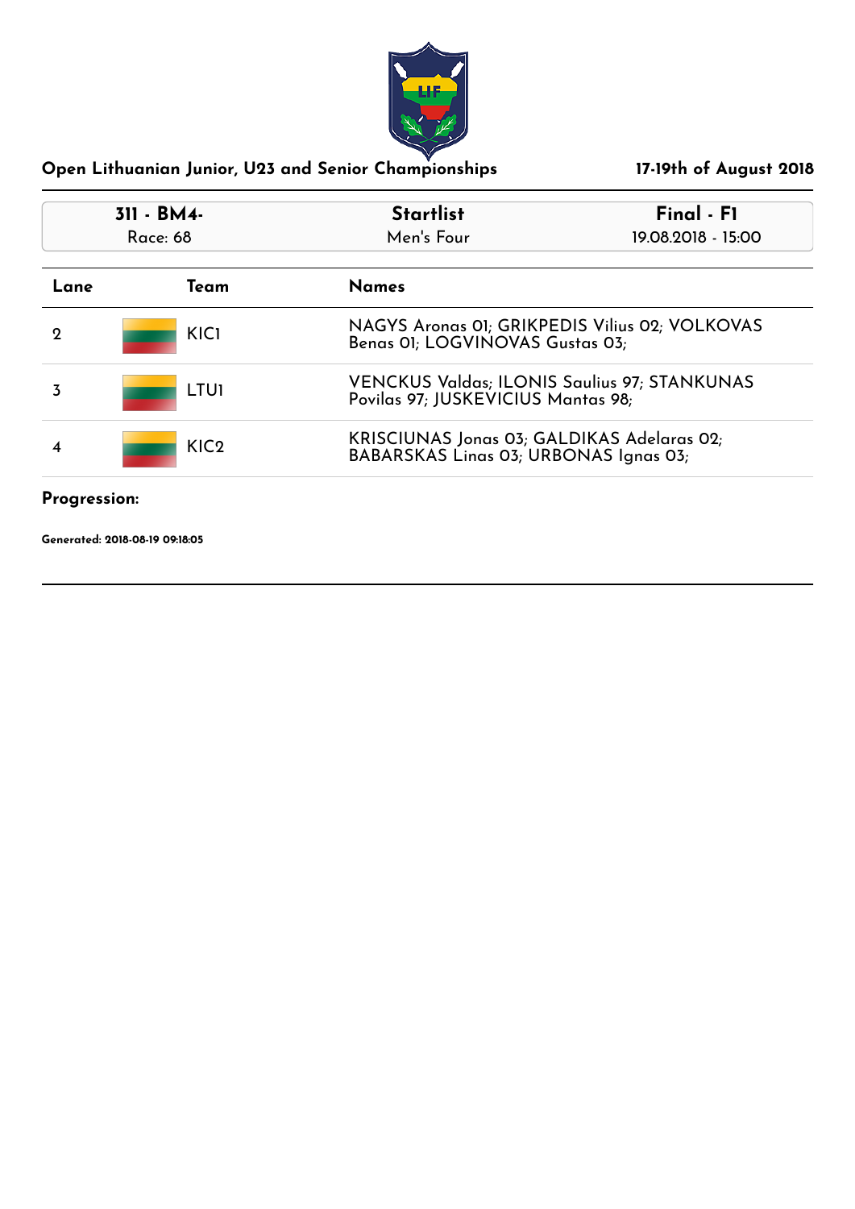## Open Lithuanian Junior, U23 and Senior Championships

**17-19th of August 2018**

| | | |
|---|---|---|
| **311 - BM4-** | **Startlist** | **Final - F1** |
| Race: 68 | Men's Four | 19.08.2018 - 15:00 |

| Lane | Team | Names |
|---|---|---|
| 2 | KIC1 | NAGYS Aronas 01; GRIKPEDIS Vilius 02; VOLKOVAS Benas 01; LOGVINOVAS Gustas 03; |
| 3 | LTU1 | VENCKUS Valdas; ILONIS Saulius 97; STANKUNAS Povilas 97; JUSKEVICIUS Mantas 98; |
| 4 | KIC2 | KRISCIUNAS Jonas 03; GALDIKAS Adelaras 02; BABARSKAS Linas 03; URBONAS Ignas 03; |

**Progression:**

**Generated: 2018-08-19 09:18:05**